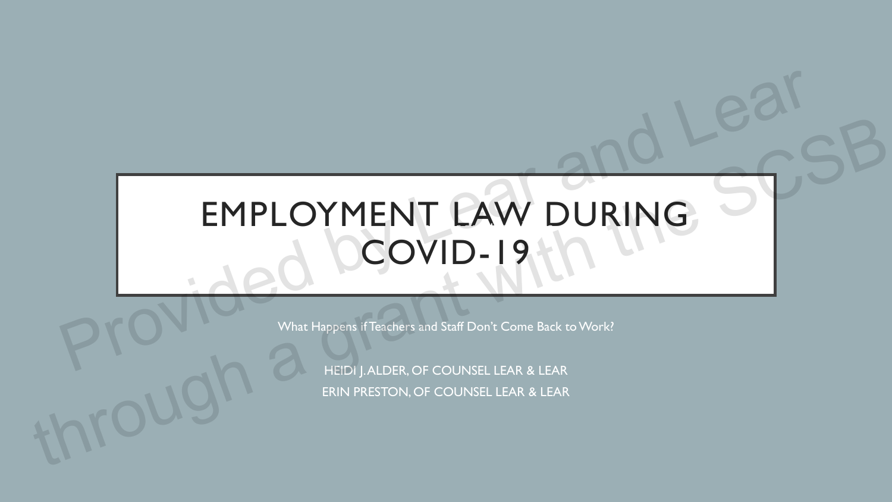# EMPLOYMENT LAW DURING COVID-19

What Happens if Teachers and Staff Don't Come Back to Work?

HEIDI J. ALDER, OF COUNSEL LEAR & LEAR

ERIN PRESTON, OF COUNSEL LEAR & LEAR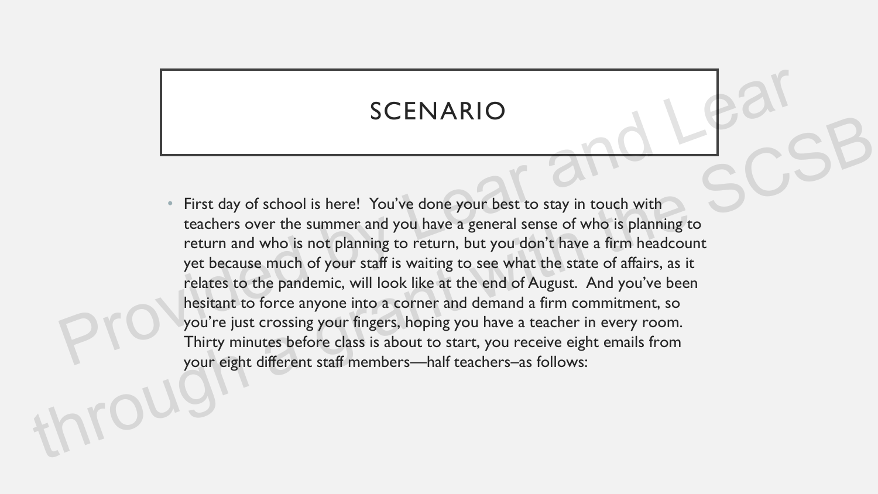# SCENARIO

- First day of school is here!  You've done your best to stay in touch with teachers over the summer and you have a general sense of who is planning to return and who is not planning to return, but you don't have a firm headcount yet because much of your staff is waiting to see what the state of affairs, as it relates to the pandemic, will look like at the end of August.  And you've been hesitant to force anyone into a corner and demand a firm commitment, so you're just crossing your fingers, hoping you have a teacher in every room. Thirty minutes before class is about to start, you receive eight emails from your eight different staff members—half teachers–as follows: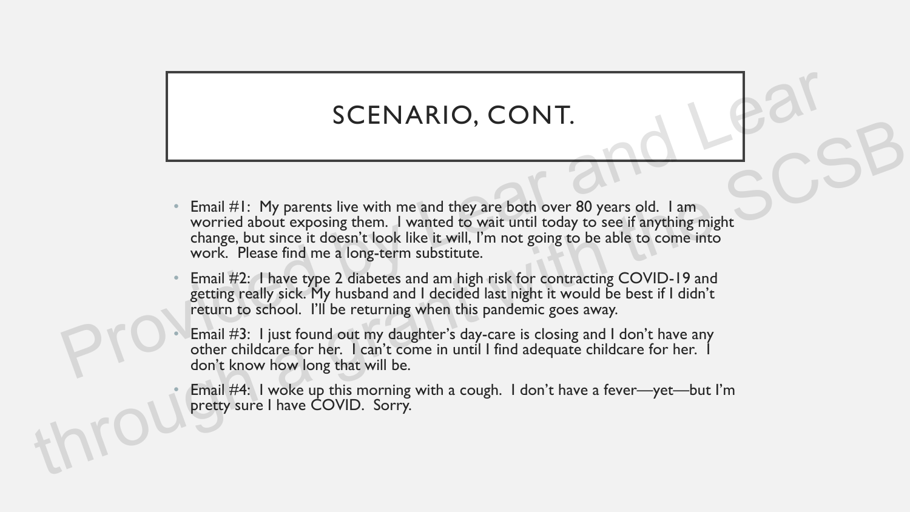# SCENARIO, CONT.

- Email #1: My parents live with me and they are both over 80 years old. I am worried about exposing them. I wanted to wait until today to see if anything might change, but since it doesn't look like it will, I'm not going to be able to come into work. Please find me a long-term substitute.
- Email #2: I have type 2 diabetes and am high risk for contracting COVID-19 and getting really sick. My husband and I decided last night it would be best if I didn't return to school. I'll be returning when this pandemic goes away.
- Email #3: I just found out my daughter's day-care is closing and I don't have any other childcare for her. I can't come in until I find adequate childcare for her. I don't know how long that will be.
- Email #4: I woke up this morning with a cough. I don't have a fever—yet—but I'm pretty sure I have COVID. Sorry.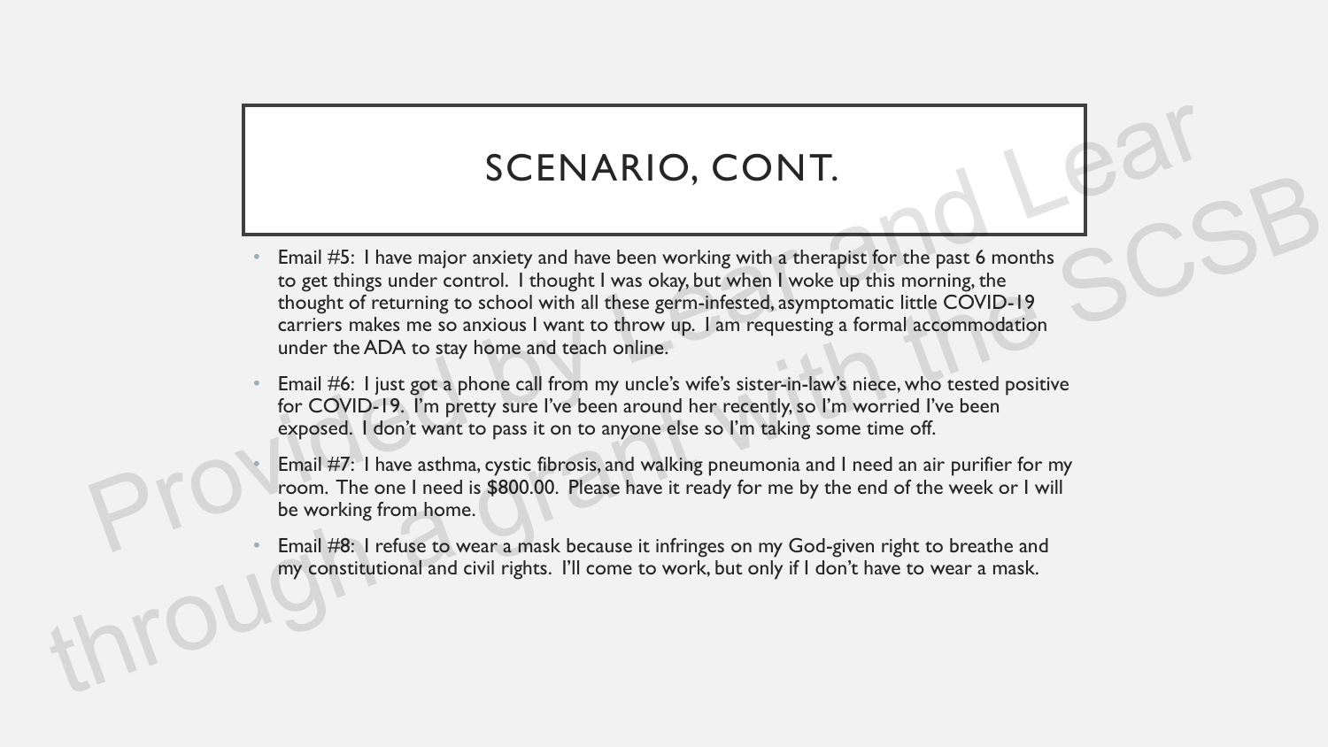# SCENARIO, CONT.

- Email #5: I have major anxiety and have been working with a therapist for the past 6 months to get things under control. I thought I was okay, but when I woke up this morning, the thought of returning to school with all these germ-infested, asymptomatic little COVID-19 carriers makes me so anxious I want to throw up. I am requesting a formal accommodation under the ADA to stay home and teach online.
- Email #6: I just got a phone call from my uncle's wife's sister-in-law's niece, who tested positive for COVID-19. I'm pretty sure I've been around her recently, so I'm worried I've been exposed. I don't want to pass it on to anyone else so I'm taking some time off.
- Email #7: I have asthma, cystic fibrosis, and walking pneumonia and I need an air purifier for my room. The one I need is $800.00. Please have it ready for me by the end of the week or I will be working from home.
- Email #8: I refuse to wear a mask because it infringes on my God-given right to breathe and my constitutional and civil rights. I'll come to work, but only if I don't have to wear a mask.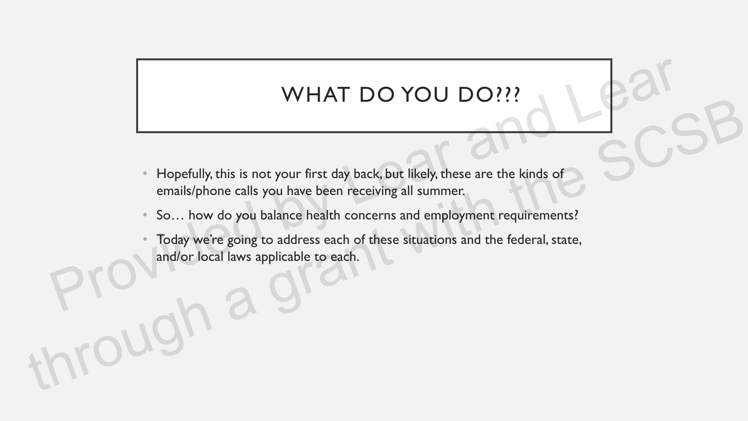# WHAT DO YOU DO???

- Hopefully, this is not your first day back, but likely, these are the kinds of emails/phone calls you have been receiving all summer.
- So… how do you balance health concerns and employment requirements?
- Today we're going to address each of these situations and the federal, state, and/or local laws applicable to each.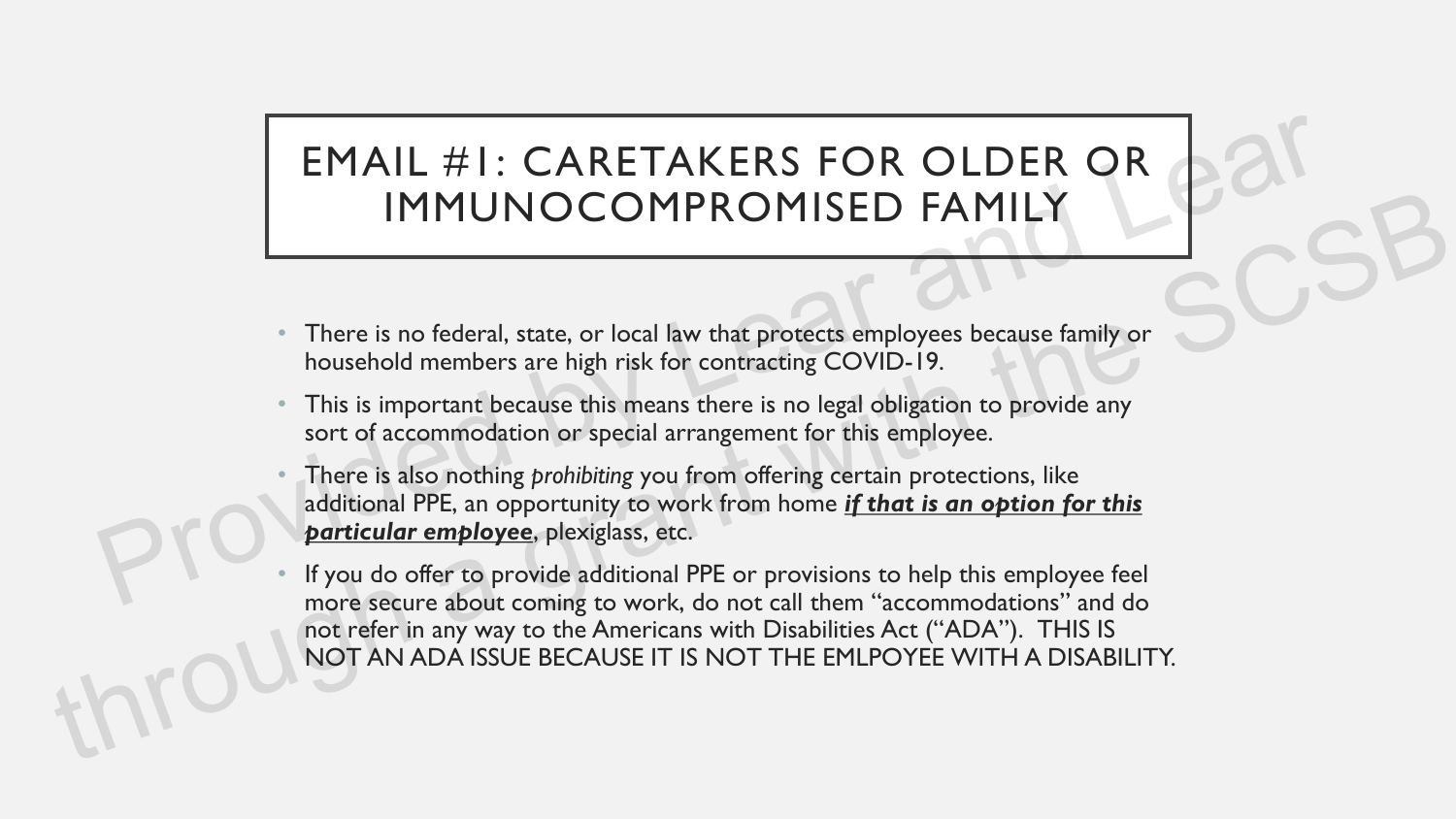# EMAIL #1: CARETAKERS FOR OLDER OR IMMUNOCOMPROMISED FAMILY

- There is no federal, state, or local law that protects employees because family or household members are high risk for contracting COVID-19.
- This is important because this means there is no legal obligation to provide any sort of accommodation or special arrangement for this employee.
- There is also nothing *prohibiting* you from offering certain protections, like additional PPE, an opportunity to work from home ***if that is an option for this particular employee***, plexiglass, etc.
- If you do offer to provide additional PPE or provisions to help this employee feel more secure about coming to work, do not call them "accommodations" and do not refer in any way to the Americans with Disabilities Act ("ADA"). THIS IS NOT AN ADA ISSUE BECAUSE IT IS NOT THE EMLPOYEE WITH A DISABILITY.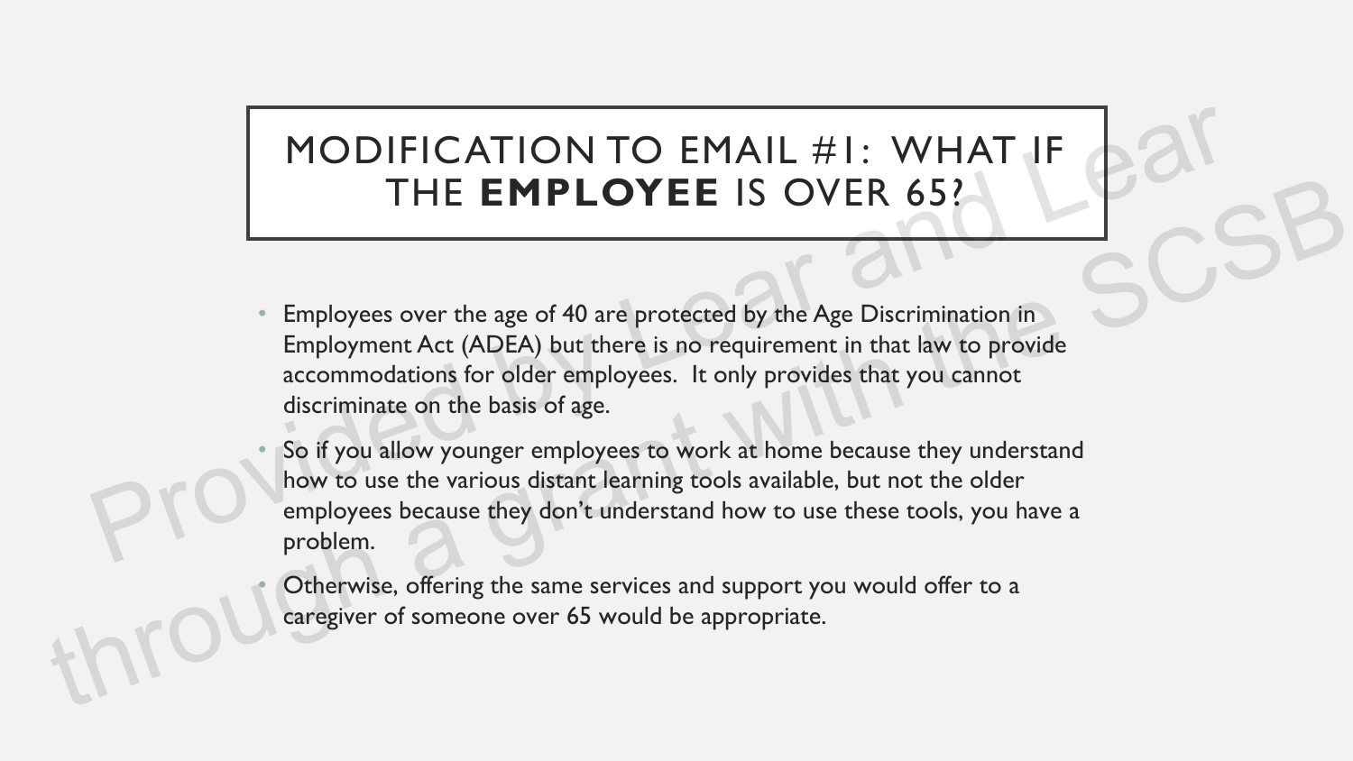# MODIFICATION TO EMAIL #1: WHAT IF THE **EMPLOYEE** IS OVER 65?

- Employees over the age of 40 are protected by the Age Discrimination in Employment Act (ADEA) but there is no requirement in that law to provide accommodations for older employees. It only provides that you cannot discriminate on the basis of age.
- So if you allow younger employees to work at home because they understand how to use the various distant learning tools available, but not the older employees because they don't understand how to use these tools, you have a problem.
- Otherwise, offering the same services and support you would offer to a caregiver of someone over 65 would be appropriate.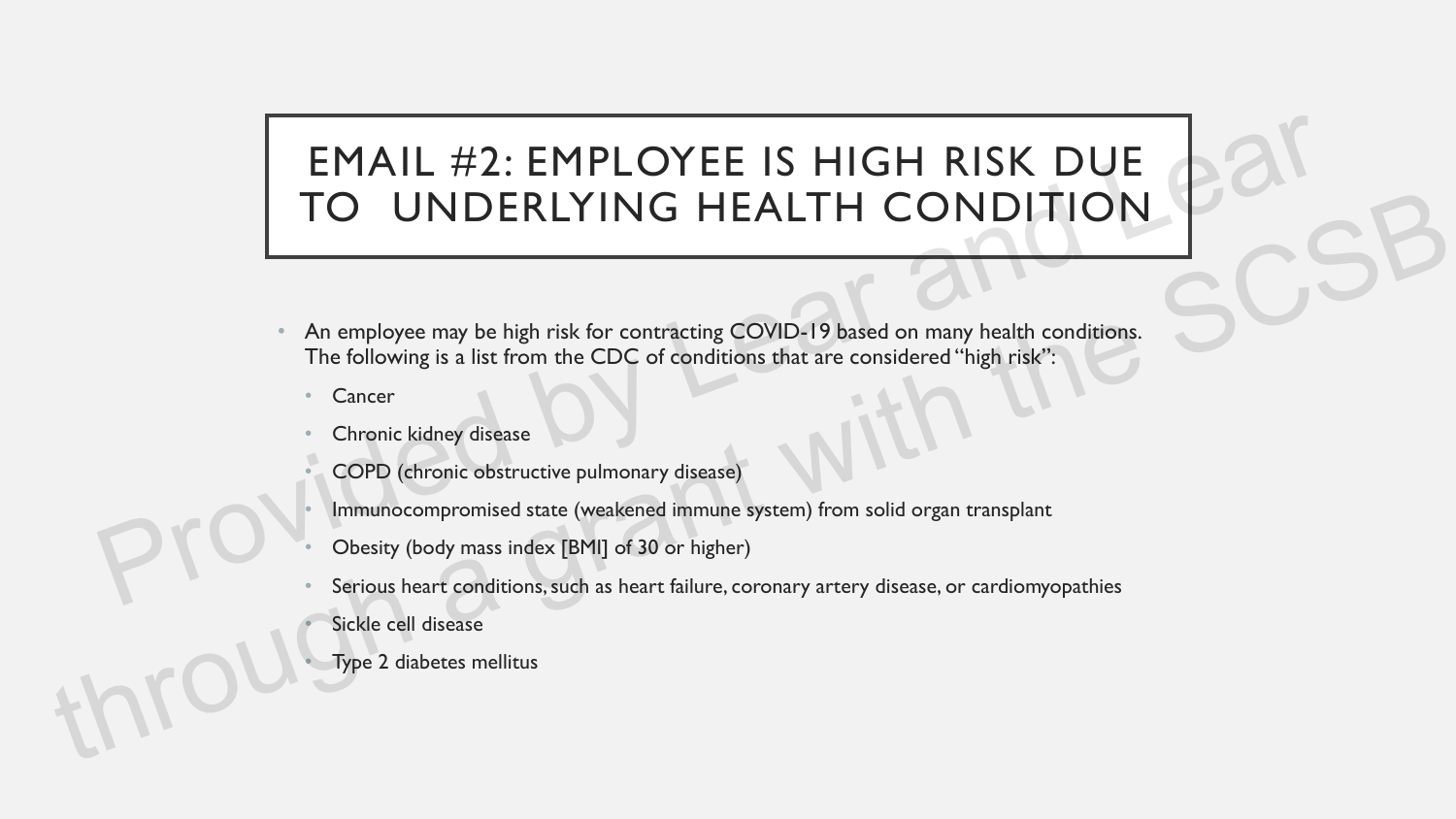# EMAIL #2: EMPLOYEE IS HIGH RISK DUE TO UNDERLYING HEALTH CONDITION

- An employee may be high risk for contracting COVID-19 based on many health conditions. The following is a list from the CDC of conditions that are considered "high risk":
  - Cancer
  - Chronic kidney disease
  - COPD (chronic obstructive pulmonary disease)
  - Immunocompromised state (weakened immune system) from solid organ transplant
  - Obesity (body mass index [BMI] of 30 or higher)
  - Serious heart conditions, such as heart failure, coronary artery disease, or cardiomyopathies
  - Sickle cell disease
  - Type 2 diabetes mellitus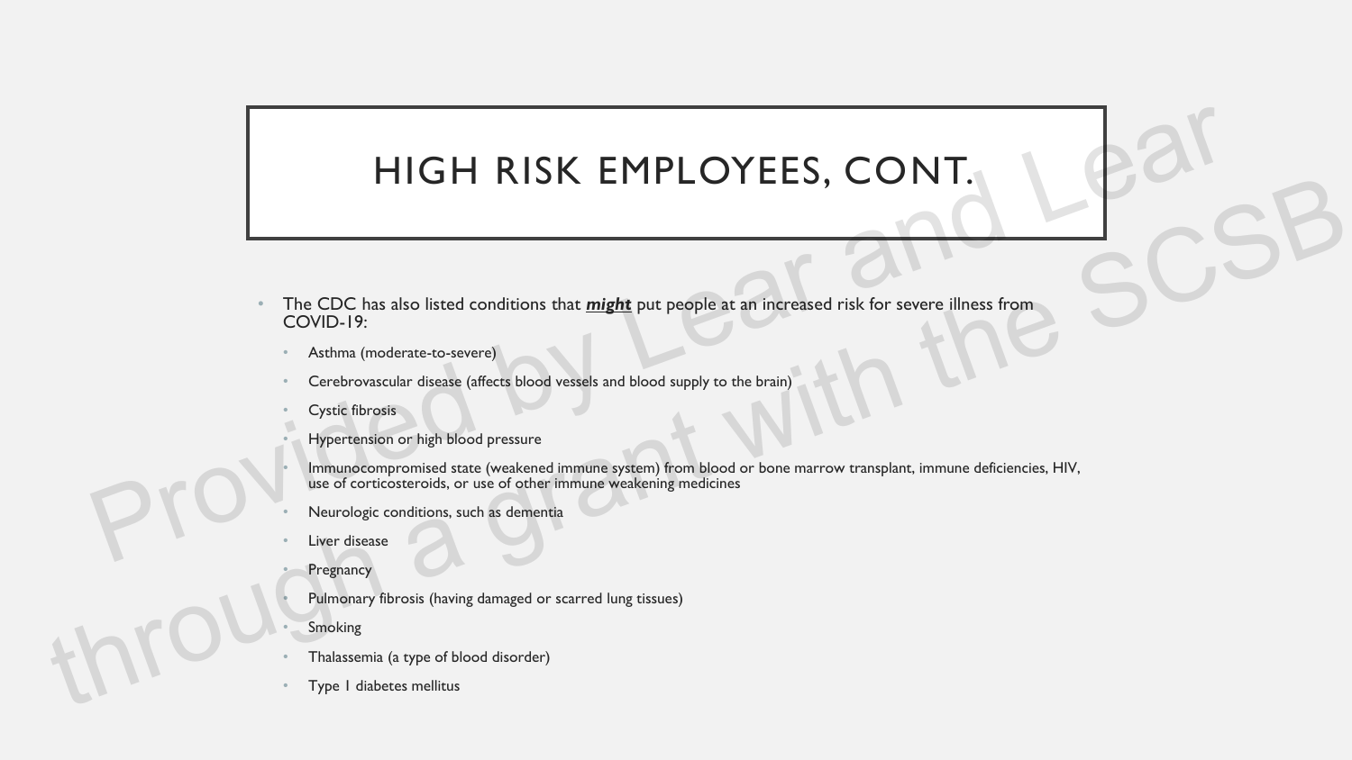# HIGH RISK EMPLOYEES, CONT.

- The CDC has also listed conditions that ***might*** put people at an increased risk for severe illness from COVID-19:
  - Asthma (moderate-to-severe)
  - Cerebrovascular disease (affects blood vessels and blood supply to the brain)
  - Cystic fibrosis
  - Hypertension or high blood pressure
  - Immunocompromised state (weakened immune system) from blood or bone marrow transplant, immune deficiencies, HIV, use of corticosteroids, or use of other immune weakening medicines
  - Neurologic conditions, such as dementia
  - Liver disease
  - Pregnancy
  - Pulmonary fibrosis (having damaged or scarred lung tissues)
  - Smoking
  - Thalassemia (a type of blood disorder)
  - Type 1 diabetes mellitus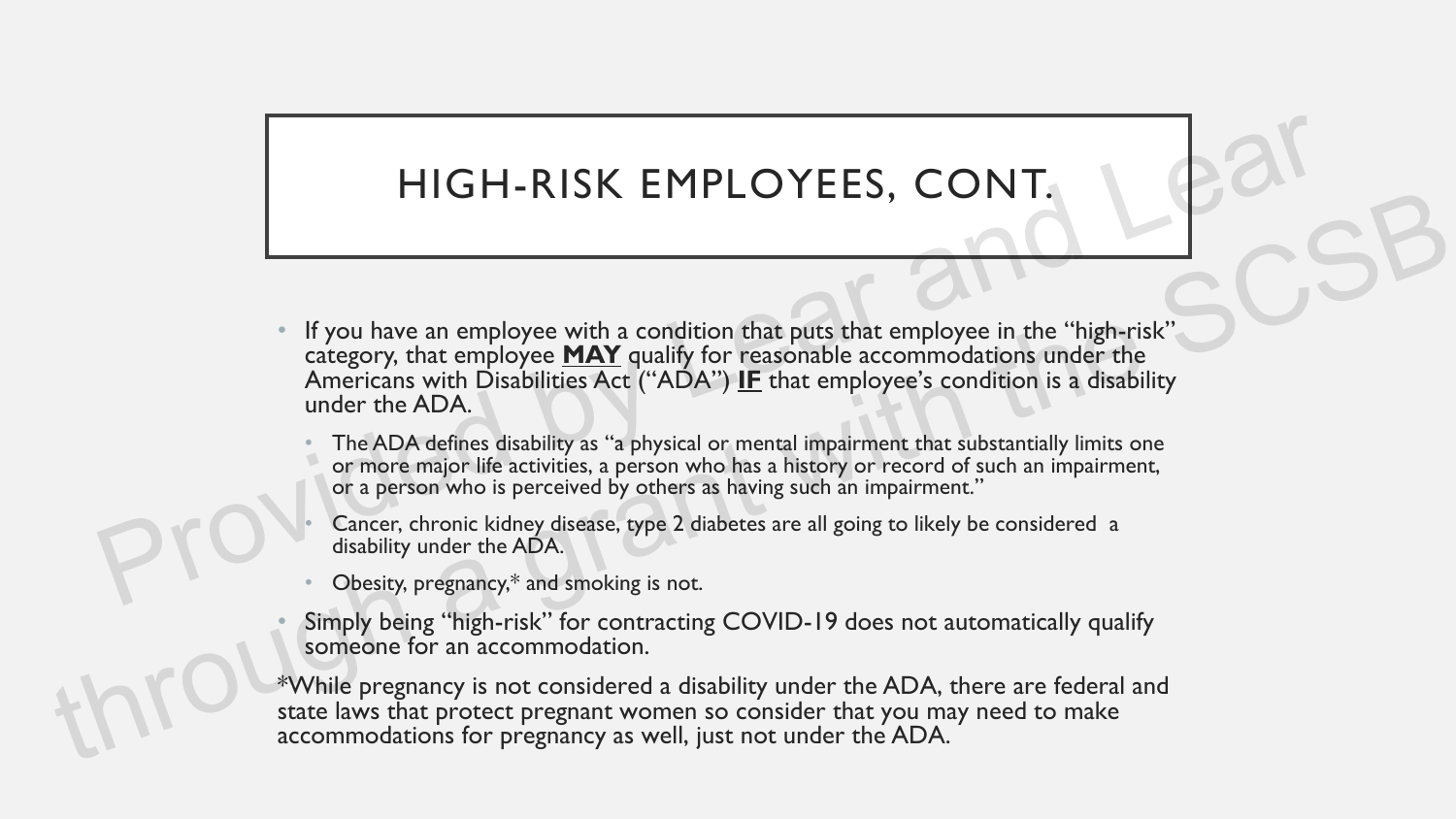# HIGH-RISK EMPLOYEES, CONT.

- If you have an employee with a condition that puts that employee in the "high-risk" category, that employee **MAY** qualify for reasonable accommodations under the Americans with Disabilities Act ("ADA") **IF** that employee's condition is a disability under the ADA.
  - The ADA defines disability as "a physical or mental impairment that substantially limits one or more major life activities, a person who has a history or record of such an impairment, or a person who is perceived by others as having such an impairment."
  - Cancer, chronic kidney disease, type 2 diabetes are all going to likely be considered a disability under the ADA.
  - Obesity, pregnancy,* and smoking is not.
- Simply being "high-risk" for contracting COVID-19 does not automatically qualify someone for an accommodation.

*While pregnancy is not considered a disability under the ADA, there are federal and state laws that protect pregnant women so consider that you may need to make accommodations for pregnancy as well, just not under the ADA.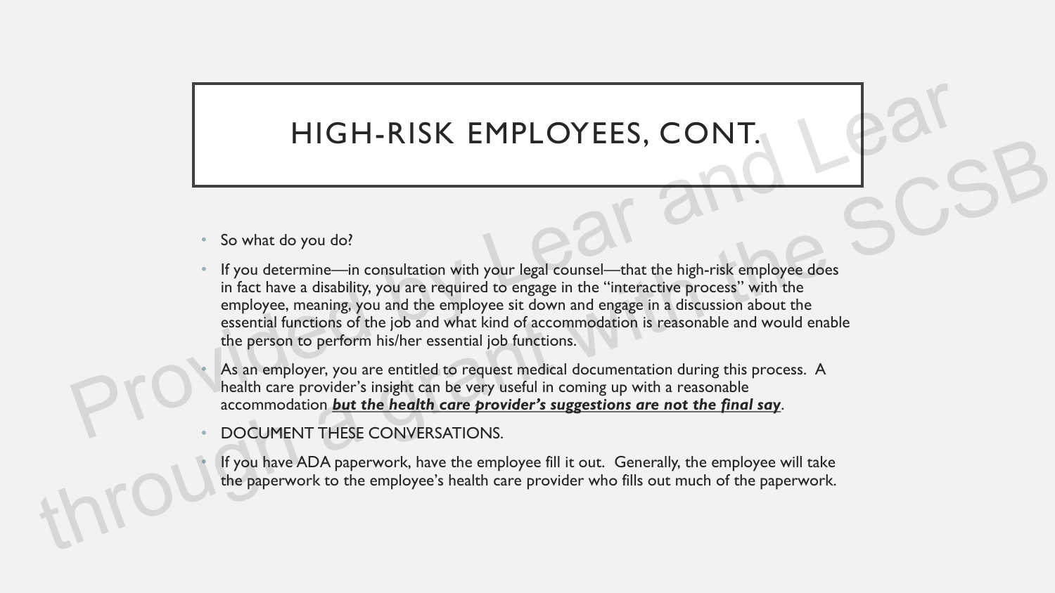# HIGH-RISK EMPLOYEES, CONT.

- So what do you do?
- If you determine—in consultation with your legal counsel—that the high-risk employee does in fact have a disability, you are required to engage in the "interactive process" with the employee, meaning, you and the employee sit down and engage in a discussion about the essential functions of the job and what kind of accommodation is reasonable and would enable the person to perform his/her essential job functions.
- As an employer, you are entitled to request medical documentation during this process. A health care provider's insight can be very useful in coming up with a reasonable accommodation ***but the health care provider's suggestions are not the final say***.
- DOCUMENT THESE CONVERSATIONS.
- If you have ADA paperwork, have the employee fill it out. Generally, the employee will take the paperwork to the employee's health care provider who fills out much of the paperwork.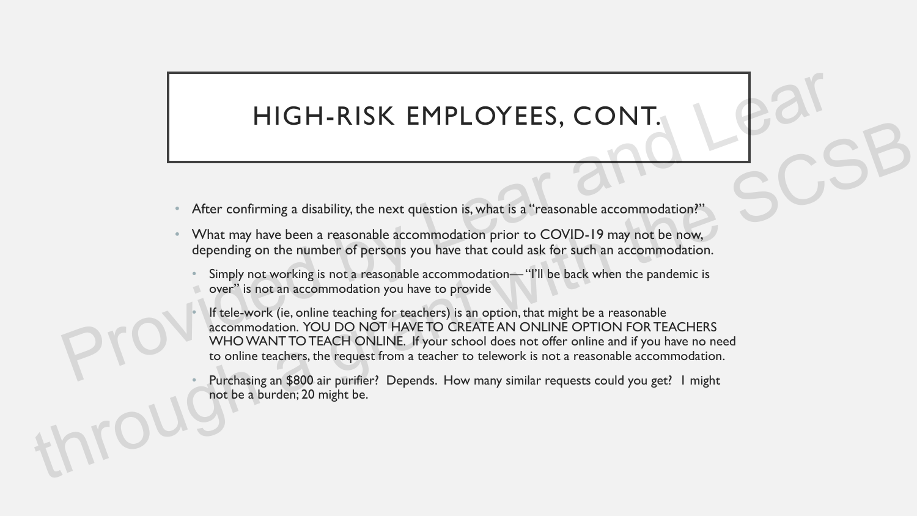# HIGH-RISK EMPLOYEES, CONT.

- After confirming a disability, the next question is, what is a "reasonable accommodation?"
- What may have been a reasonable accommodation prior to COVID-19 may not be now, depending on the number of persons you have that could ask for such an accommodation.
  - Simply not working is not a reasonable accommodation— "I'll be back when the pandemic is over" is not an accommodation you have to provide
  - If tele-work (ie, online teaching for teachers) is an option, that might be a reasonable accommodation. YOU DO NOT HAVE TO CREATE AN ONLINE OPTION FOR TEACHERS WHO WANT TO TEACH ONLINE. If your school does not offer online and if you have no need to online teachers, the request from a teacher to telework is not a reasonable accommodation.
  - Purchasing an $800 air purifier? Depends. How many similar requests could you get? 1 might not be a burden; 20 might be.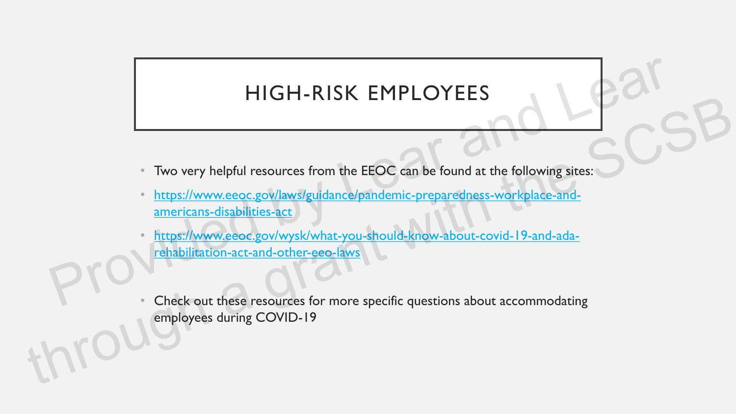# HIGH-RISK EMPLOYEES

- Two very helpful resources from the EEOC can be found at the following sites:
- https://www.eeoc.gov/laws/guidance/pandemic-preparedness-workplace-and-americans-disabilities-act
- https://www.eeoc.gov/wysk/what-you-should-know-about-covid-19-and-ada-rehabilitation-act-and-other-eeo-laws
- Check out these resources for more specific questions about accommodating employees during COVID-19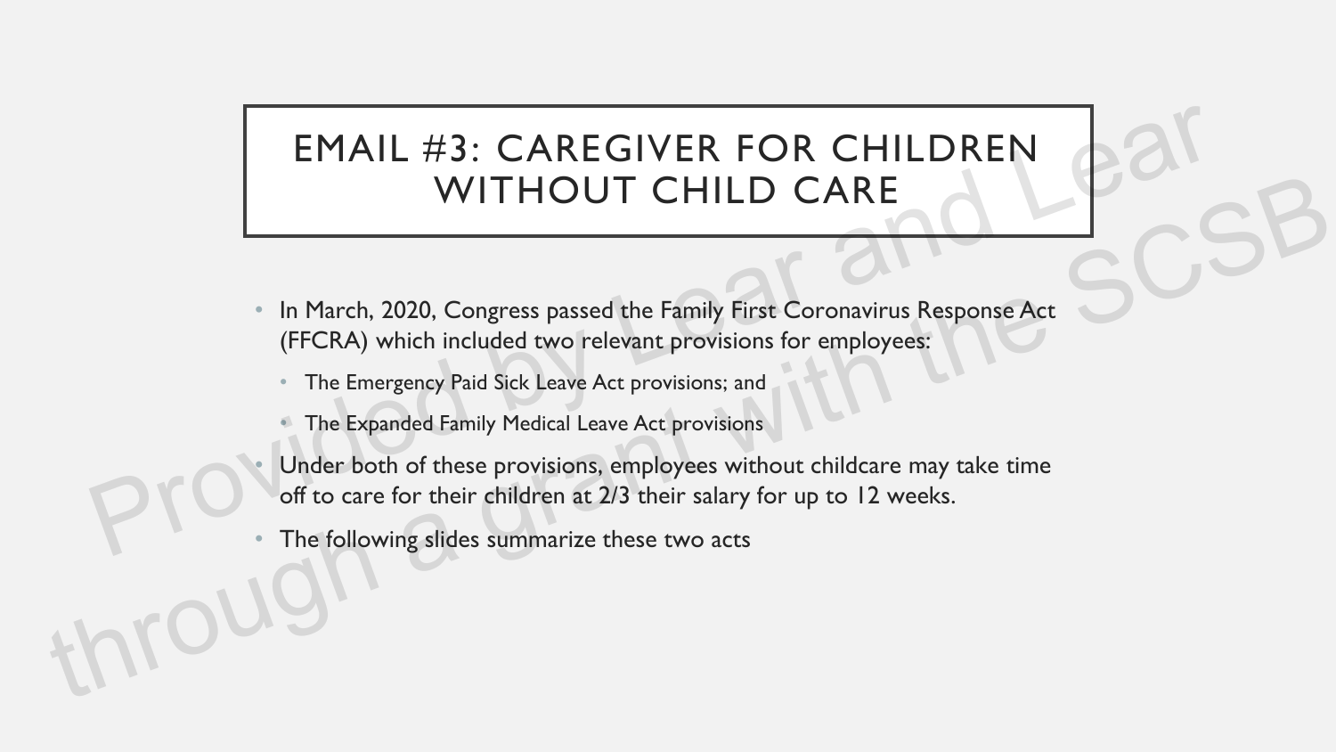# EMAIL #3: CAREGIVER FOR CHILDREN WITHOUT CHILD CARE

- In March, 2020, Congress passed the Family First Coronavirus Response Act (FFCRA) which included two relevant provisions for employees:
  - The Emergency Paid Sick Leave Act provisions; and
  - The Expanded Family Medical Leave Act provisions
- Under both of these provisions, employees without childcare may take time off to care for their children at 2/3 their salary for up to 12 weeks.
- The following slides summarize these two acts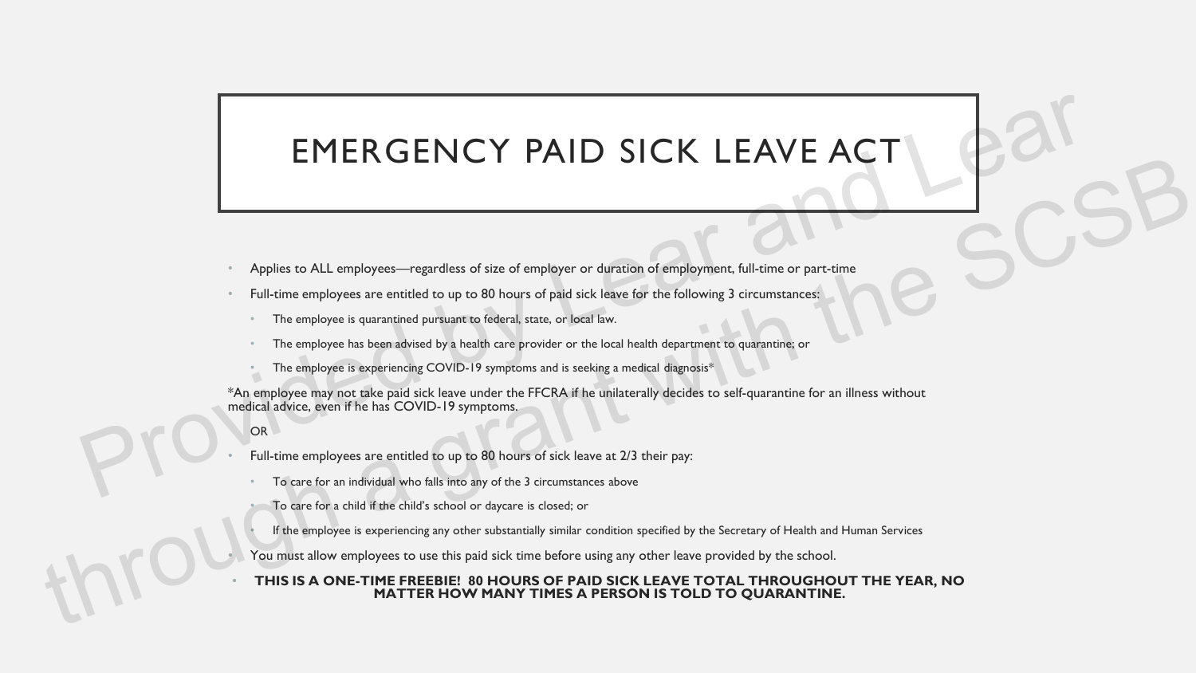# EMERGENCY PAID SICK LEAVE ACT

- Applies to ALL employees—regardless of size of employer or duration of employment, full-time or part-time
- Full-time employees are entitled to up to 80 hours of paid sick leave for the following 3 circumstances:
  - The employee is quarantined pursuant to federal, state, or local law.
  - The employee has been advised by a health care provider or the local health department to quarantine; or
  - The employee is experiencing COVID-19 symptoms and is seeking a medical diagnosis*

*An employee may not take paid sick leave under the FFCRA if he unilaterally decides to self-quarantine for an illness without medical advice, even if he has COVID-19 symptoms.

OR

- Full-time employees are entitled to up to 80 hours of sick leave at 2/3 their pay:
  - To care for an individual who falls into any of the 3 circumstances above
  - To care for a child if the child's school or daycare is closed; or
  - If the employee is experiencing any other substantially similar condition specified by the Secretary of Health and Human Services
- You must allow employees to use this paid sick time before using any other leave provided by the school.
- **THIS IS A ONE-TIME FREEBIE! 80 HOURS OF PAID SICK LEAVE TOTAL THROUGHOUT THE YEAR, NO MATTER HOW MANY TIMES A PERSON IS TOLD TO QUARANTINE.**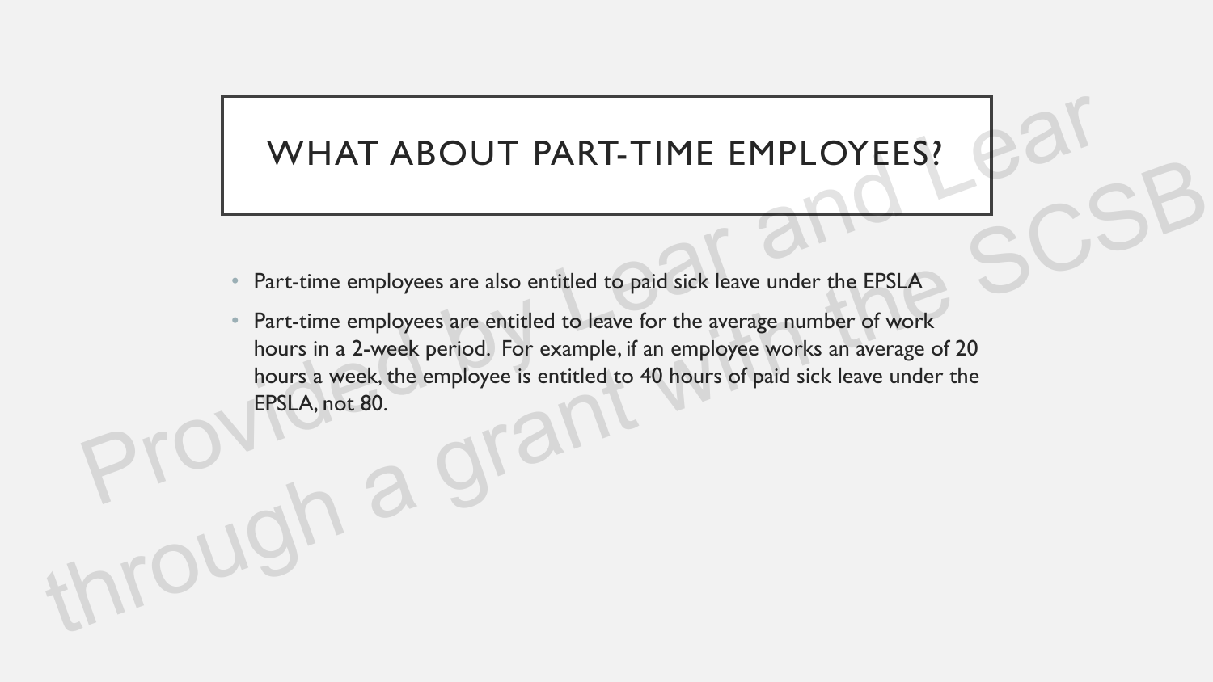# WHAT ABOUT PART-TIME EMPLOYEES?

- Part-time employees are also entitled to paid sick leave under the EPSLA
- Part-time employees are entitled to leave for the average number of work hours in a 2-week period. For example, if an employee works an average of 20 hours a week, the employee is entitled to 40 hours of paid sick leave under the EPSLA, not 80.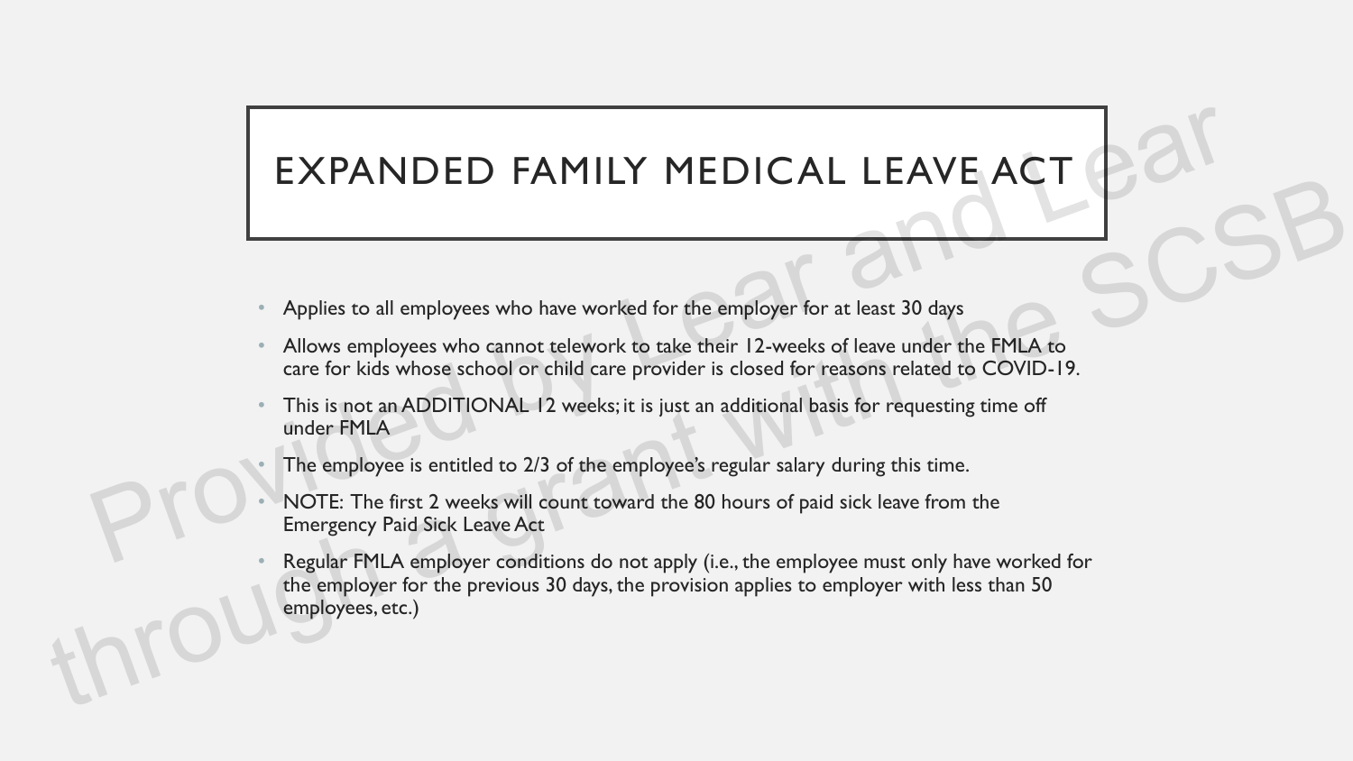# EXPANDED FAMILY MEDICAL LEAVE ACT

- Applies to all employees who have worked for the employer for at least 30 days
- Allows employees who cannot telework to take their 12-weeks of leave under the FMLA to care for kids whose school or child care provider is closed for reasons related to COVID-19.
- This is not an ADDITIONAL 12 weeks; it is just an additional basis for requesting time off under FMLA
- The employee is entitled to 2/3 of the employee's regular salary during this time.
- NOTE: The first 2 weeks will count toward the 80 hours of paid sick leave from the Emergency Paid Sick Leave Act
- Regular FMLA employer conditions do not apply (i.e., the employee must only have worked for the employer for the previous 30 days, the provision applies to employer with less than 50 employees, etc.)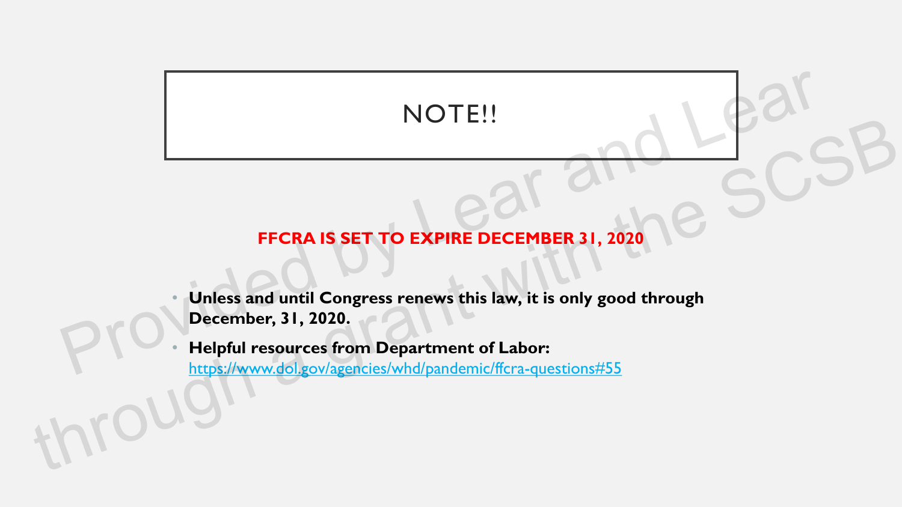# NOTE!!

**FFCRA IS SET TO EXPIRE DECEMBER 31, 2020**

- **Unless and until Congress renews this law, it is only good through December, 31, 2020.**
- **Helpful resources from Department of Labor:** https://www.dol.gov/agencies/whd/pandemic/ffcra-questions#55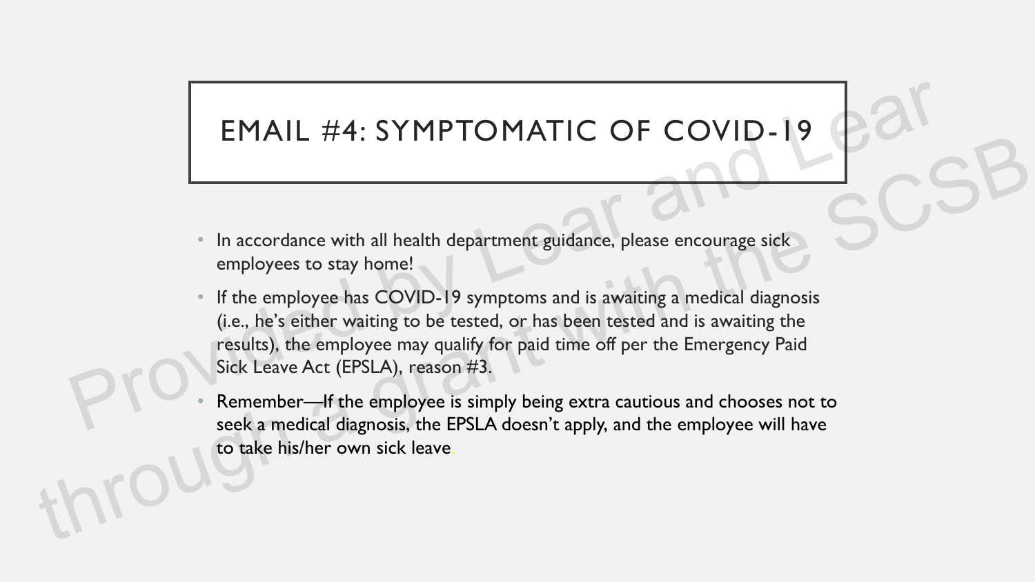# EMAIL #4: SYMPTOMATIC OF COVID-19

- In accordance with all health department guidance, please encourage sick employees to stay home!
- If the employee has COVID-19 symptoms and is awaiting a medical diagnosis (i.e., he's either waiting to be tested, or has been tested and is awaiting the results), the employee may qualify for paid time off per the Emergency Paid Sick Leave Act (EPSLA), reason #3.
- Remember—If the employee is simply being extra cautious and chooses not to seek a medical diagnosis, the EPSLA doesn't apply, and the employee will have to take his/her own sick leave.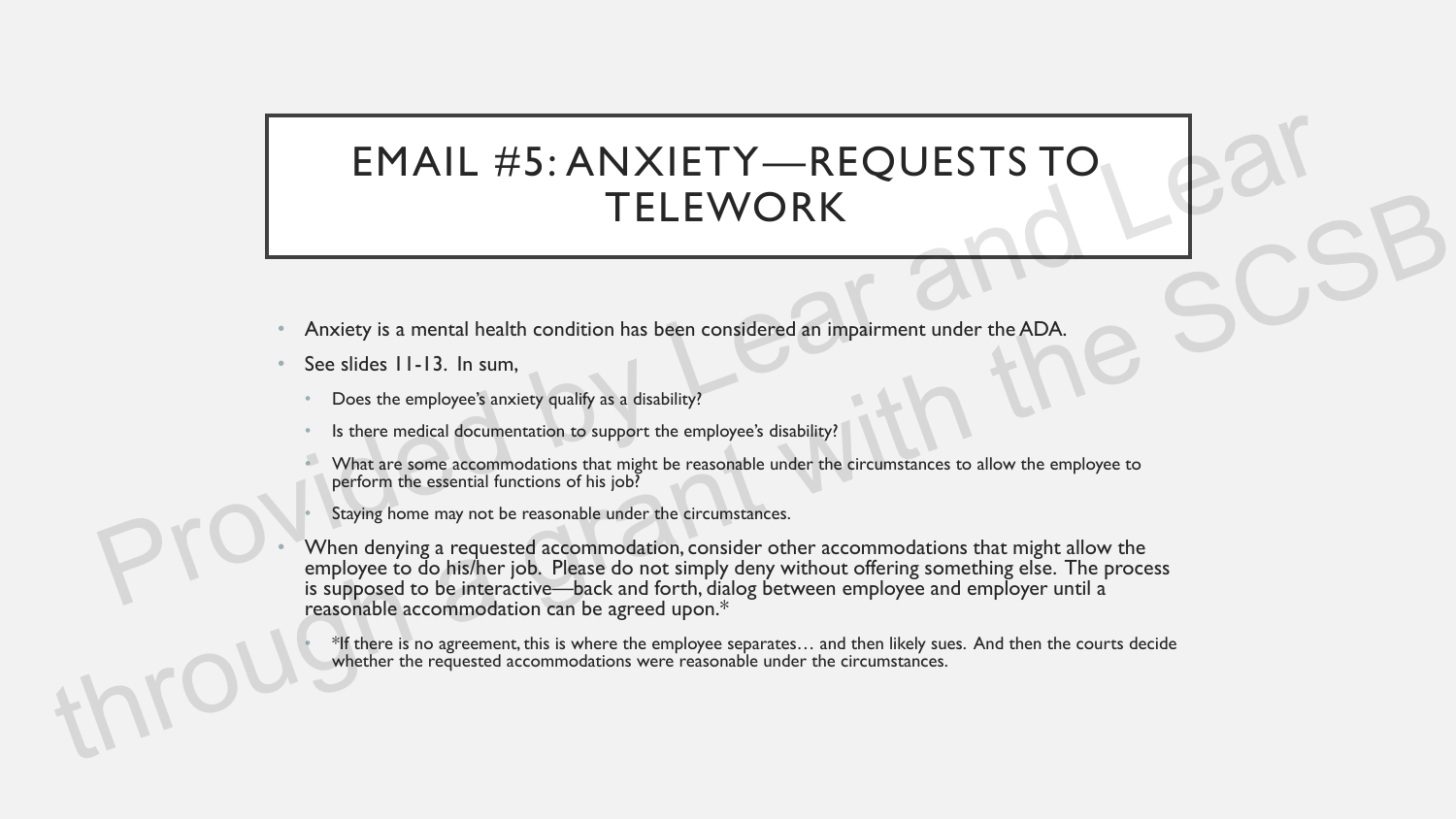# EMAIL #5: ANXIETY—REQUESTS TO TELEWORK

- Anxiety is a mental health condition has been considered an impairment under the ADA.
- See slides 11-13. In sum,
  - Does the employee's anxiety qualify as a disability?
  - Is there medical documentation to support the employee's disability?
  - What are some accommodations that might be reasonable under the circumstances to allow the employee to perform the essential functions of his job?
  - Staying home may not be reasonable under the circumstances.
- When denying a requested accommodation, consider other accommodations that might allow the employee to do his/her job. Please do not simply deny without offering something else. The process is supposed to be interactive—back and forth, dialog between employee and employer until a reasonable accommodation can be agreed upon.*
  - *If there is no agreement, this is where the employee separates… and then likely sues. And then the courts decide whether the requested accommodations were reasonable under the circumstances.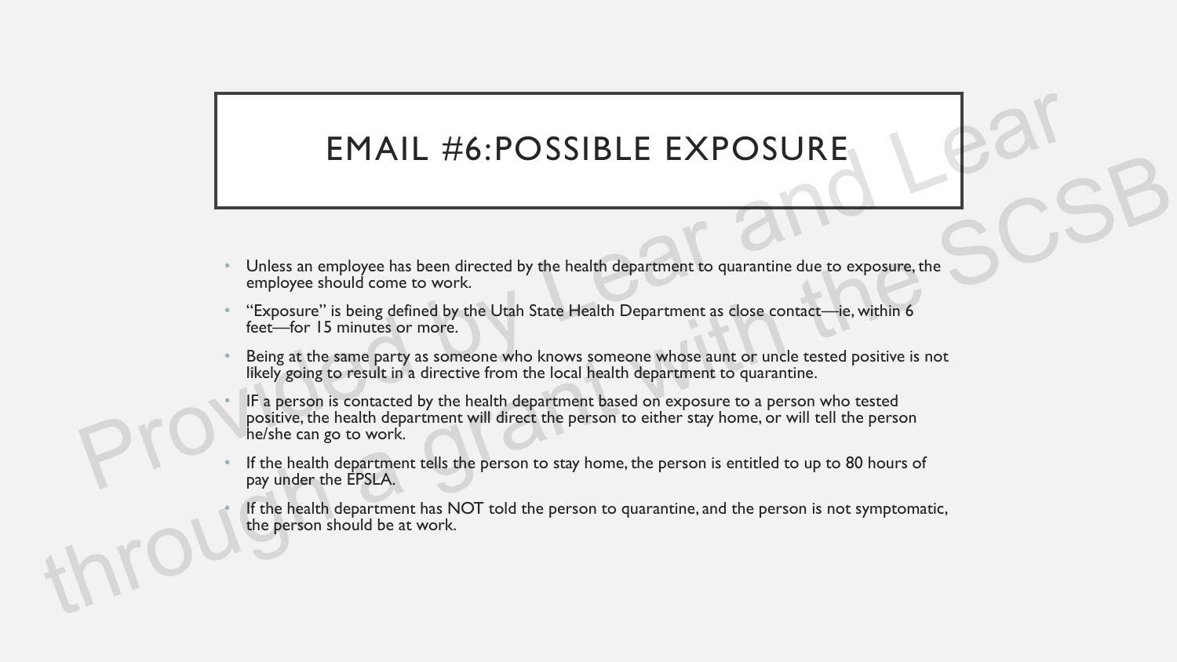# EMAIL #6:POSSIBLE EXPOSURE

- Unless an employee has been directed by the health department to quarantine due to exposure, the employee should come to work.
- "Exposure" is being defined by the Utah State Health Department as close contact—ie, within 6 feet—for 15 minutes or more.
- Being at the same party as someone who knows someone whose aunt or uncle tested positive is not likely going to result in a directive from the local health department to quarantine.
- IF a person is contacted by the health department based on exposure to a person who tested positive, the health department will direct the person to either stay home, or will tell the person he/she can go to work.
- If the health department tells the person to stay home, the person is entitled to up to 80 hours of pay under the EPSLA.
- If the health department has NOT told the person to quarantine, and the person is not symptomatic, the person should be at work.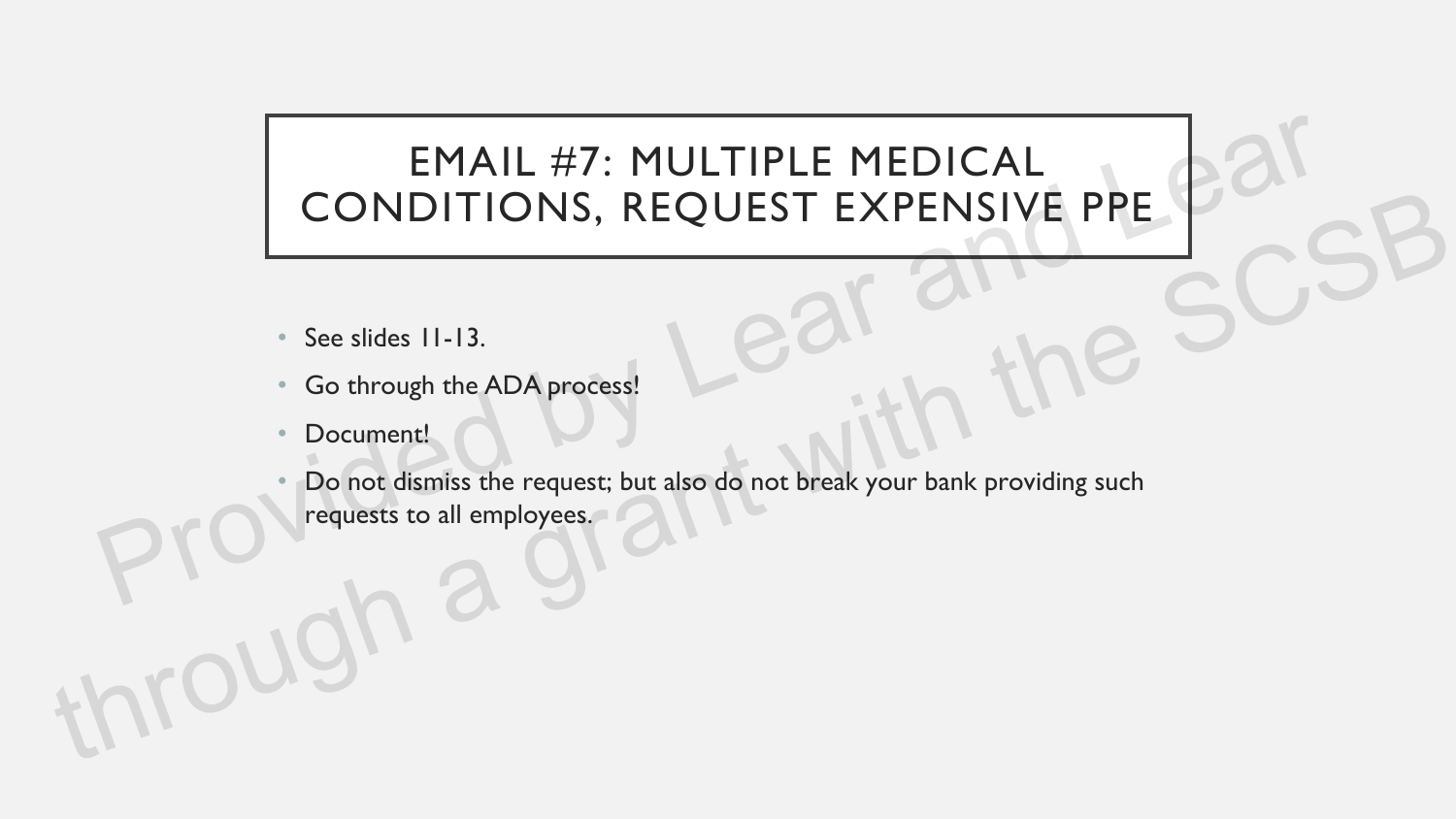# EMAIL #7: MULTIPLE MEDICAL CONDITIONS, REQUEST EXPENSIVE PPE

- See slides 11-13.
- Go through the ADA process!
- Document!
- Do not dismiss the request; but also do not break your bank providing such requests to all employees.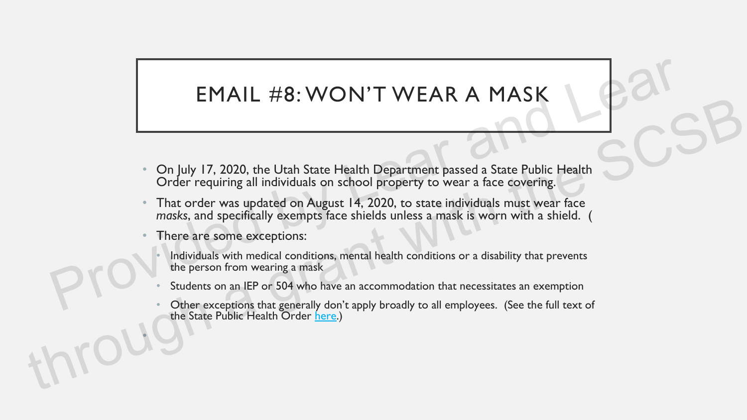# EMAIL #8: WON'T WEAR A MASK

- On July 17, 2020, the Utah State Health Department passed a State Public Health Order requiring all individuals on school property to wear a face covering.
- That order was updated on August 14, 2020, to state individuals must wear face *masks*, and specifically exempts face shields unless a mask is worn with a shield. (
- There are some exceptions:
  - Individuals with medical conditions, mental health conditions or a disability that prevents the person from wearing a mask
  - Students on an IEP or 504 who have an accommodation that necessitates an exemption
  - Other exceptions that generally don't apply broadly to all employees. (See the full text of the State Public Health Order here.)

Provided by Lear and Lear through a grant with the SCSB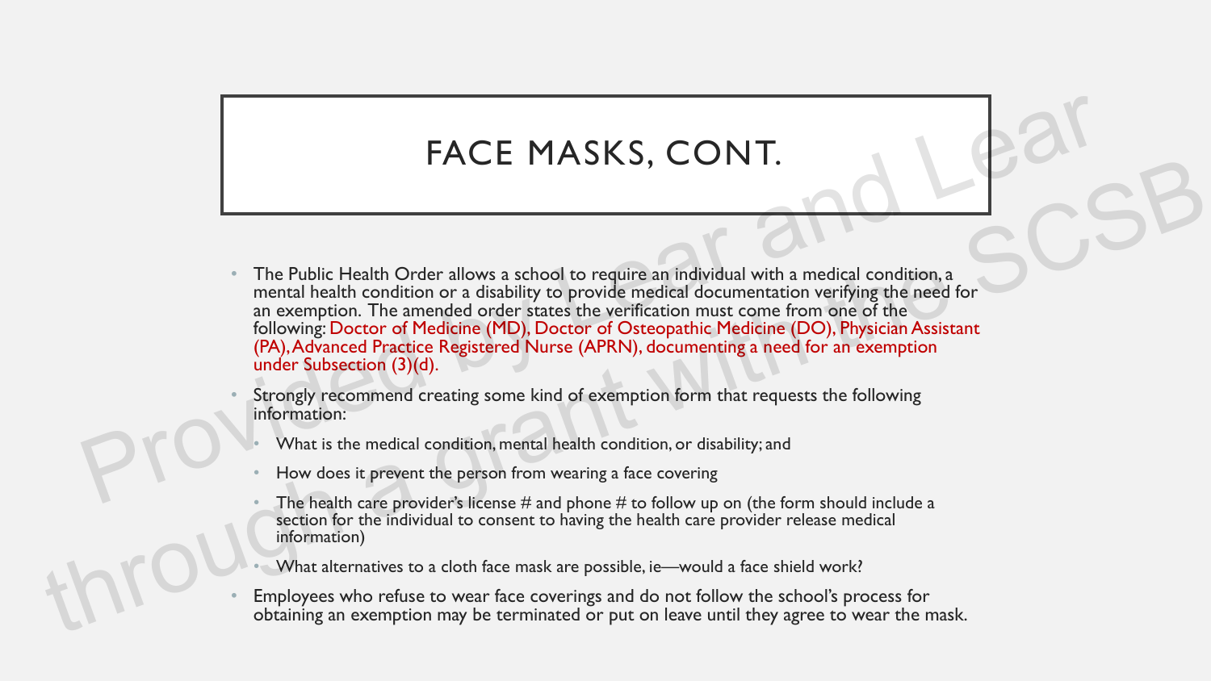# FACE MASKS, CONT.

- The Public Health Order allows a school to require an individual with a medical condition, a mental health condition or a disability to provide medical documentation verifying the need for an exemption. The amended order states the verification must come from one of the following: Doctor of Medicine (MD), Doctor of Osteopathic Medicine (DO), Physician Assistant (PA), Advanced Practice Registered Nurse (APRN), documenting a need for an exemption under Subsection (3)(d).
- Strongly recommend creating some kind of exemption form that requests the following information:
  - What is the medical condition, mental health condition, or disability; and
  - How does it prevent the person from wearing a face covering
  - The health care provider's license # and phone # to follow up on (the form should include a section for the individual to consent to having the health care provider release medical information)
  - What alternatives to a cloth face mask are possible, ie—would a face shield work?
- Employees who refuse to wear face coverings and do not follow the school's process for obtaining an exemption may be terminated or put on leave until they agree to wear the mask.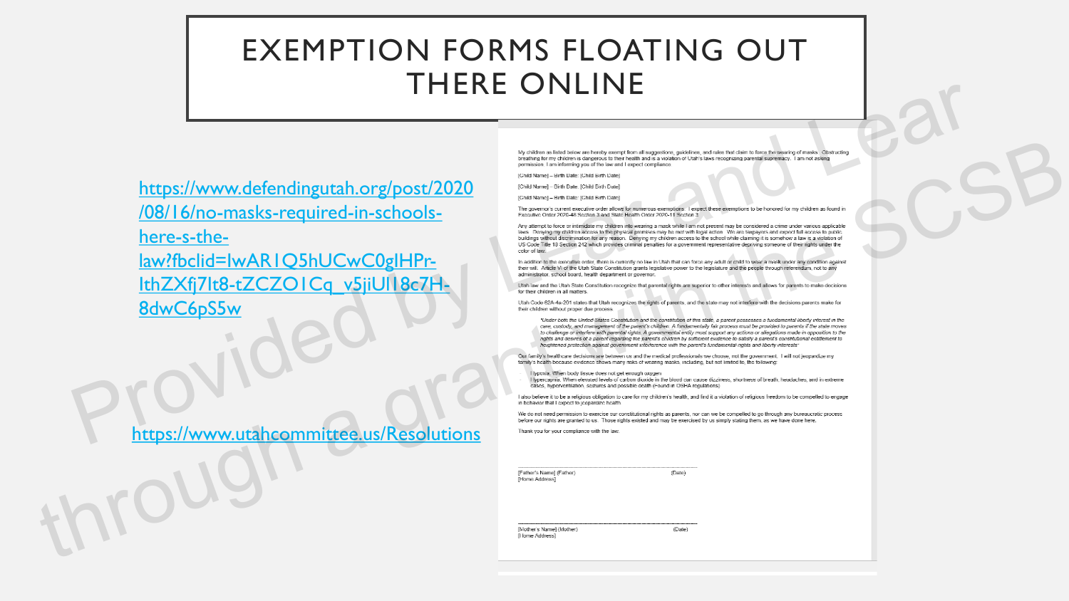# EXEMPTION FORMS FLOATING OUT THERE ONLINE

https://www.defendingutah.org/post/2020/08/16/no-masks-required-in-schools-here-s-the-law?fbclid=IwAR1Q5hUCwC0gIHPr-IthZXfj7It8-tZCZO1Cq_v5jiUl18c7H-8dwC6pS5w

https://www.utahcommittee.us/Resolutions

My children as listed below are hereby exempt from all suggestions, guidelines, and rules that claim to force the wearing of masks. Obstructing breathing for my children is dangerous to their health and is a violation of Utah's laws recognizing parental supremacy. I am not asking permission. I am informing you of the law and I expect compliance.

[Child Name] – Birth Date: [Child Birth Date]

[Child Name] – Birth Date: [Child Birth Date]

[Child Name] – Birth Date: [Child Birth Date]

The governor's current executive order allows for numerous exemptions. I expect these exemptions to be honored for my children as found in Executive Order 2020-48 Section 3 and State Health Order 2020-11 Section 3.

Any attempt to force or intimidate my children into wearing a mask while I am not present may be considered a crime under various applicable laws. Denying my children access to the physical premises may be met with legal action. We are taxpayers and expect full access to public buildings without discrimination for any reason. Denying my children access to the school while claiming it is somehow a law is a violation of US Code Title 18 Section 242 which provides criminal penalties for a government representative depriving someone of their rights under the color of law.

In addition to the executive order, there is currently no law in Utah that can force any adult or child to wear a mask under any condition against their will. Article VI of the Utah State Constitution grants legislative power to the legislature and the people through referendum, not to any administrator, school board, health department or governor.

Utah law and the Utah State Constitution recognize that parental rights are superior to other interests and allows for parents to make decisions for their children in all matters.

Utah Code 62A-4a-201 states that Utah recognizes the rights of parents, and the state may not interfere with the decisions parents make for their children without proper due process:

> *"Under both the United States Constitution and the constitution of this state, a parent possesses a fundamental liberty interest in the care, custody, and management of the parent's children. A fundamentally fair process must be provided to parents if the state moves to challenge or interfere with parental rights. A governmental entity must support any actions or allegations made in opposition to the rights and desires of a parent regarding the parent's children by sufficient evidence to satisfy a parent's constitutional entitlement to heightened protection against government interference with the parent's fundamental rights and liberty interests"*

Our family's healthcare decisions are between us and the medical professionals we choose, not the government. I will not jeopardize my family's health because evidence shows many risks of wearing masks, including, but not limited to, the following:

- Hypoxia: When body tissue does not get enough oxygen
- Hypercapnia: When elevated levels of carbon dioxide in the blood can cause dizziness, shortness of breath, headaches, and in extreme cases, hyperventilation, seizures and possible death (Found in OSHA regulations)

I also believe it to be a religious obligation to care for my children's health, and find it a violation of religious freedom to be compelled to engage in behavior that I expect to jeopardize health.

We do not need permission to exercise our constitutional rights as parents, nor can we be compelled to go through any bureaucratic process before our rights are granted to us. Those rights existed and may be exercised by us simply stating them, as we have done here.

Thank you for your compliance with the law.

_______________________________________

[Father's Name] (Father) (Date)
[Home Address]

_______________________________________

[Mother's Name] (Mother) (Date)
[Home Address]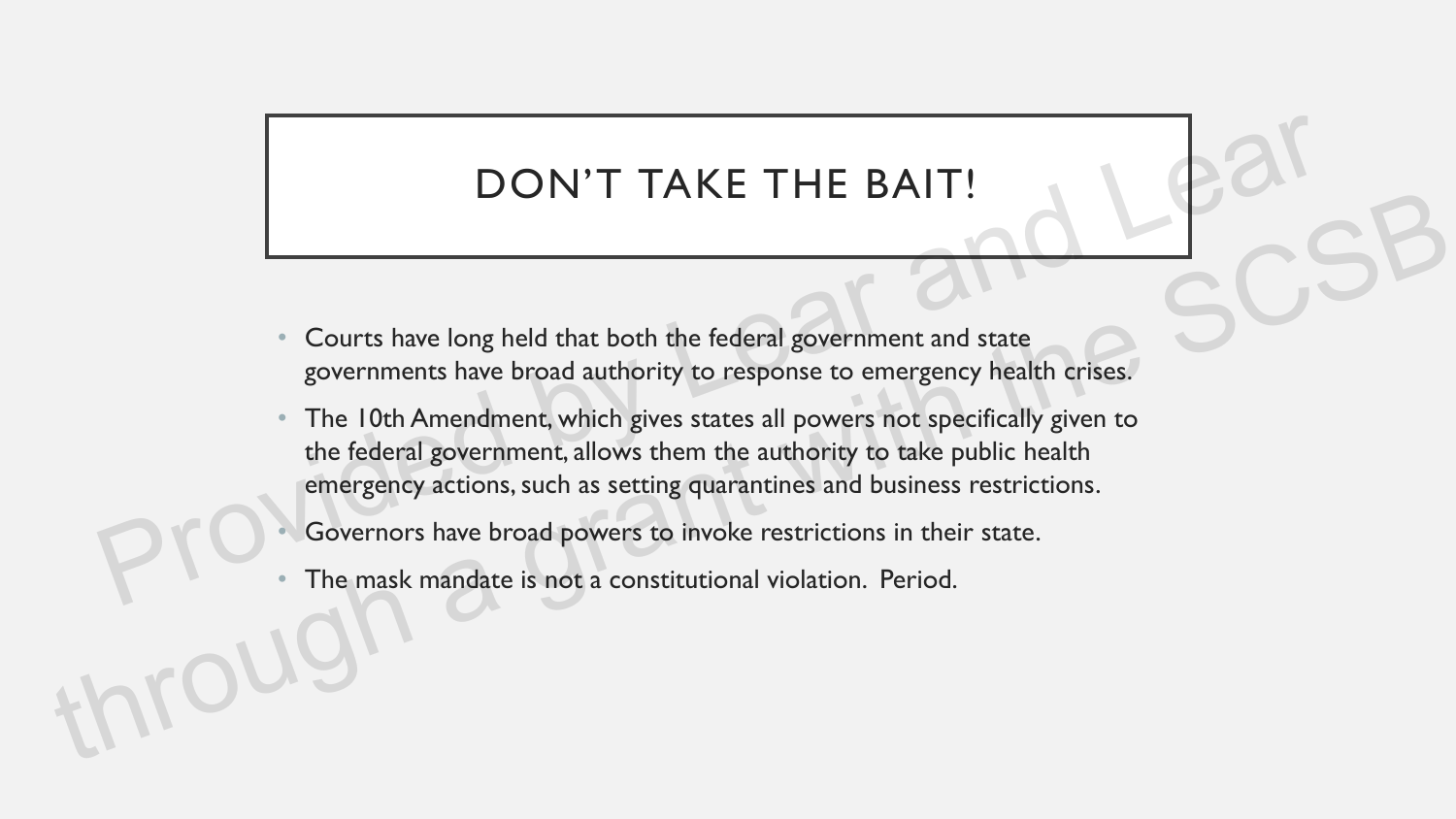# DON'T TAKE THE BAIT!

- Courts have long held that both the federal government and state governments have broad authority to response to emergency health crises.
- The 10th Amendment, which gives states all powers not specifically given to the federal government, allows them the authority to take public health emergency actions, such as setting quarantines and business restrictions.
- Governors have broad powers to invoke restrictions in their state.
- The mask mandate is not a constitutional violation. Period.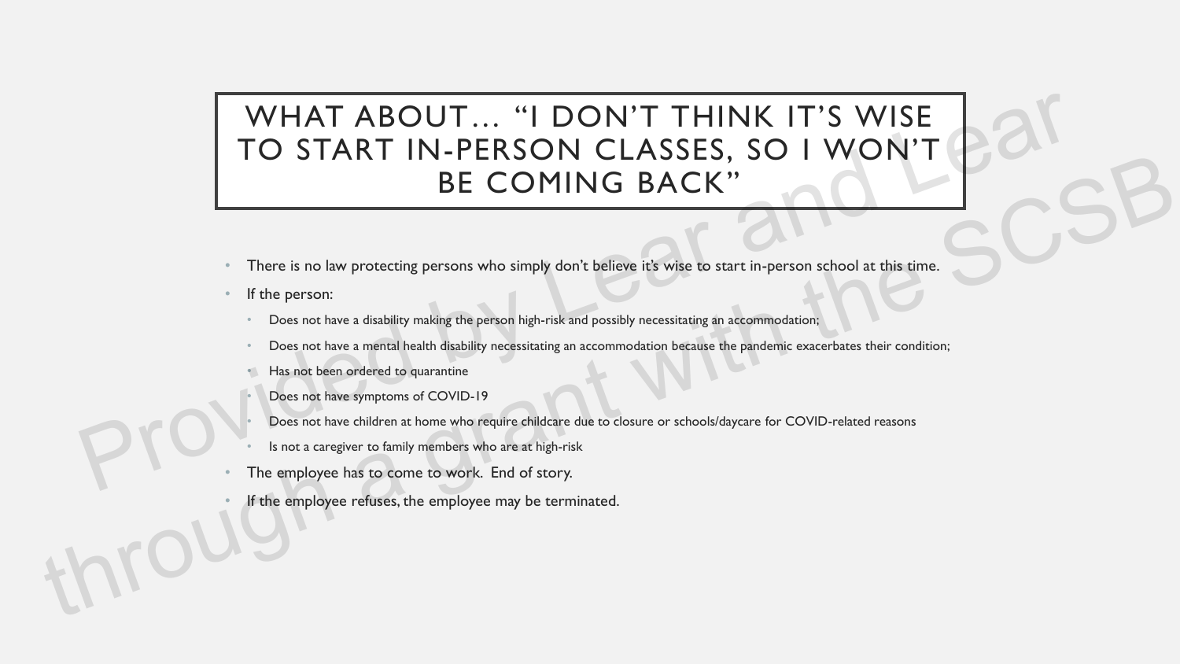# WHAT ABOUT… "I DON'T THINK IT'S WISE TO START IN-PERSON CLASSES, SO I WON'T BE COMING BACK"

- There is no law protecting persons who simply don't believe it's wise to start in-person school at this time.
- If the person:
  - Does not have a disability making the person high-risk and possibly necessitating an accommodation;
  - Does not have a mental health disability necessitating an accommodation because the pandemic exacerbates their condition;
  - Has not been ordered to quarantine
  - Does not have symptoms of COVID-19
  - Does not have children at home who require childcare due to closure or schools/daycare for COVID-related reasons
  - Is not a caregiver to family members who are at high-risk
- The employee has to come to work. End of story.
- If the employee refuses, the employee may be terminated.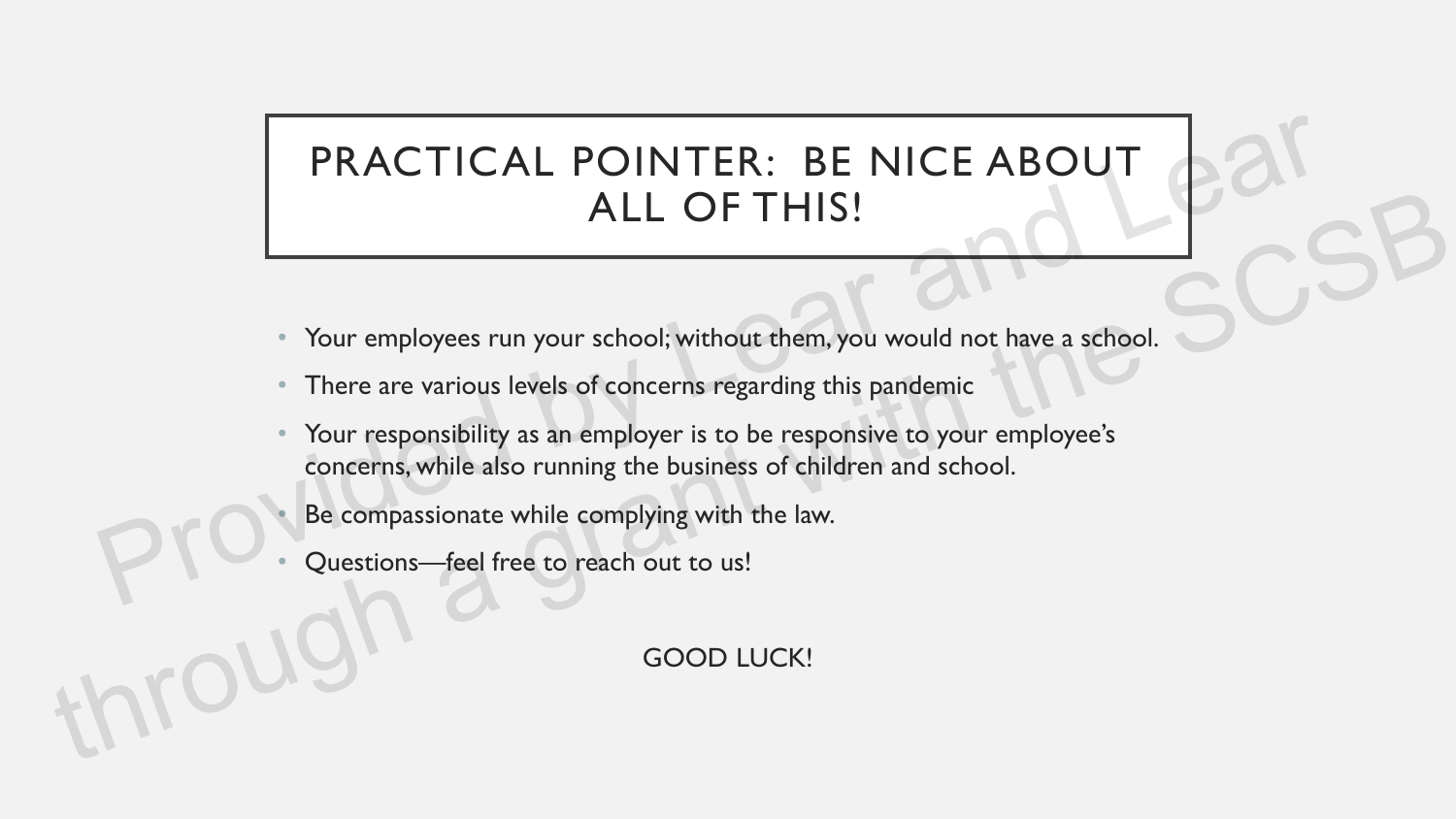# PRACTICAL POINTER: BE NICE ABOUT ALL OF THIS!

- Your employees run your school; without them, you would not have a school.
- There are various levels of concerns regarding this pandemic
- Your responsibility as an employer is to be responsive to your employee's concerns, while also running the business of children and school.
- Be compassionate while complying with the law.
- Questions—feel free to reach out to us!

GOOD LUCK!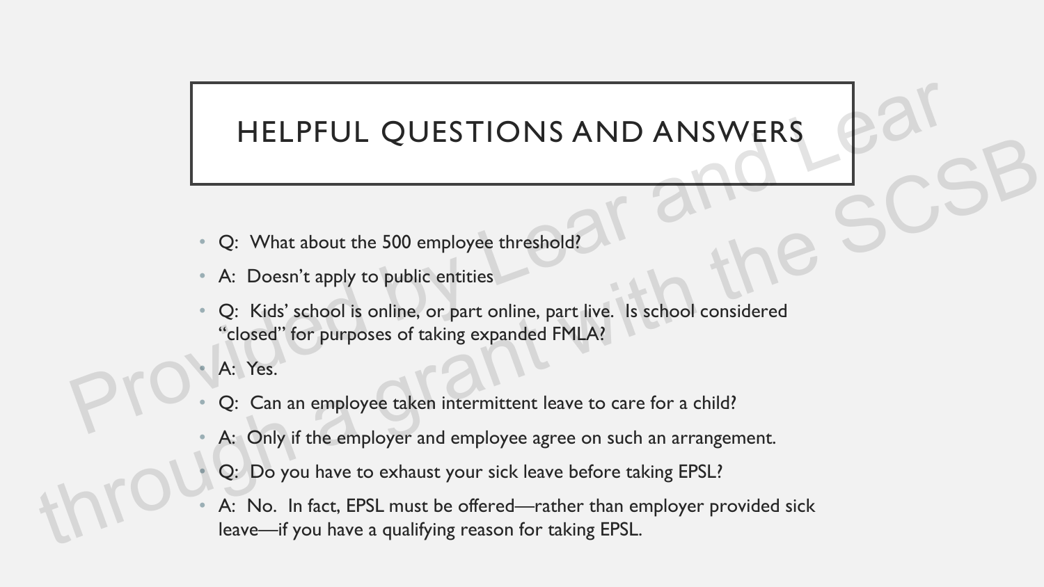# HELPFUL QUESTIONS AND ANSWERS

- Q: What about the 500 employee threshold?
- A: Doesn't apply to public entities
- Q: Kids' school is online, or part online, part live. Is school considered "closed" for purposes of taking expanded FMLA?
- A: Yes.
- Q: Can an employee taken intermittent leave to care for a child?
- A: Only if the employer and employee agree on such an arrangement.
- Q: Do you have to exhaust your sick leave before taking EPSL?
- A: No. In fact, EPSL must be offered—rather than employer provided sick leave—if you have a qualifying reason for taking EPSL.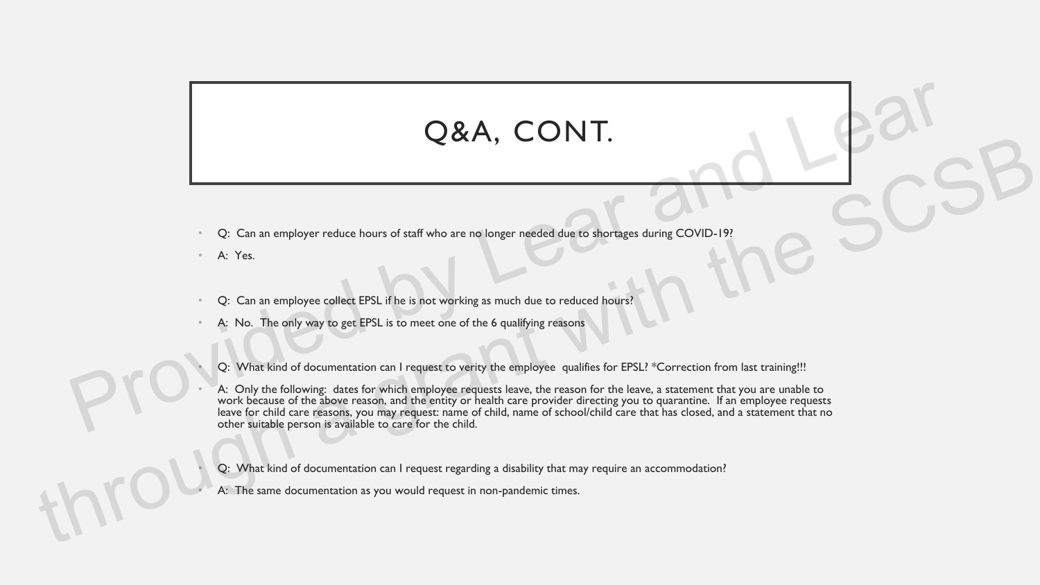# Q&A, CONT.

- Q: Can an employer reduce hours of staff who are no longer needed due to shortages during COVID-19?
- A: Yes.

- Q: Can an employee collect EPSL if he is not working as much due to reduced hours?
- A: No. The only way to get EPSL is to meet one of the 6 qualifying reasons

- Q: What kind of documentation can I request to verity the employee qualifies for EPSL? *Correction from last training!!!
- A: Only the following: dates for which employee requests leave, the reason for the leave, a statement that you are unable to work because of the above reason, and the entity or health care provider directing you to quarantine. If an employee requests leave for child care reasons, you may request: name of child, name of school/child care that has closed, and a statement that no other suitable person is available to care for the child.

- Q: What kind of documentation can I request regarding a disability that may require an accommodation?
- A: The same documentation as you would request in non-pandemic times.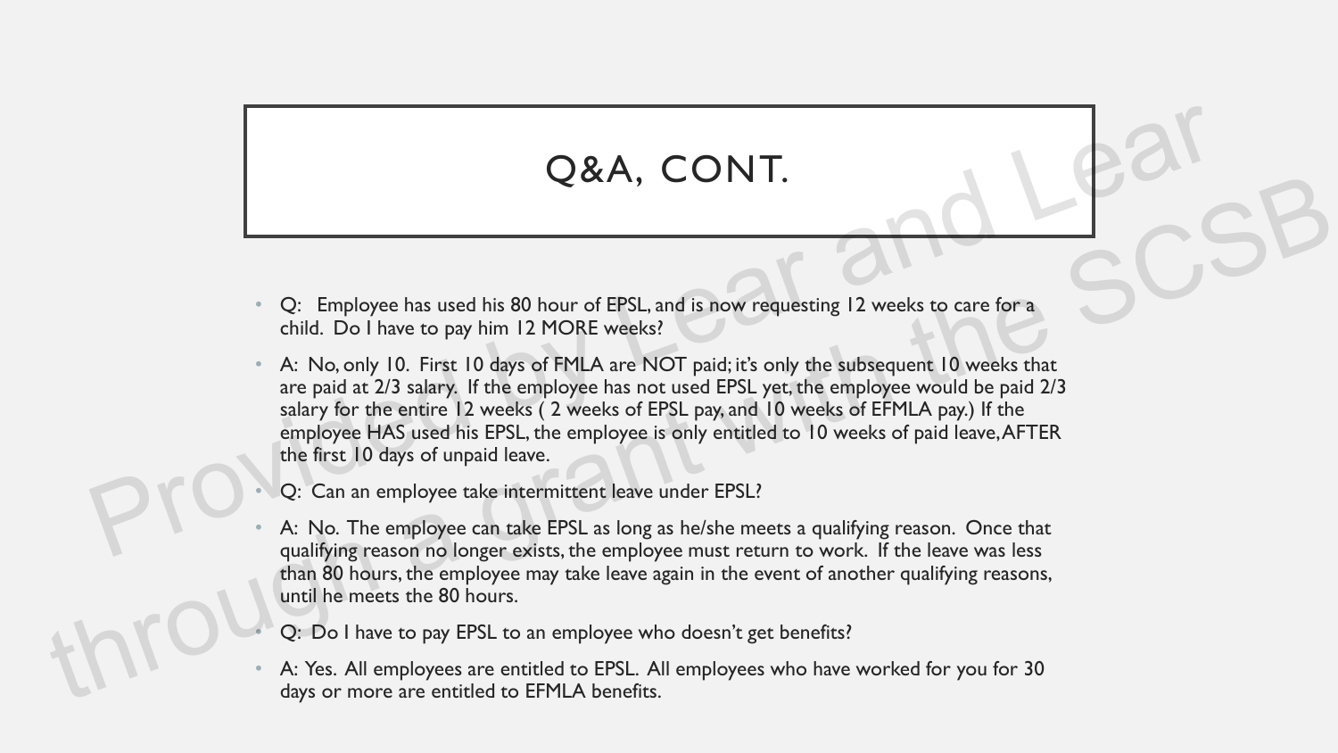# Q&A, CONT.

- Q: Employee has used his 80 hour of EPSL, and is now requesting 12 weeks to care for a child. Do I have to pay him 12 MORE weeks?
- A: No, only 10. First 10 days of FMLA are NOT paid; it's only the subsequent 10 weeks that are paid at 2/3 salary. If the employee has not used EPSL yet, the employee would be paid 2/3 salary for the entire 12 weeks ( 2 weeks of EPSL pay, and 10 weeks of EFMLA pay.) If the employee HAS used his EPSL, the employee is only entitled to 10 weeks of paid leave, AFTER the first 10 days of unpaid leave.
- Q: Can an employee take intermittent leave under EPSL?
- A: No. The employee can take EPSL as long as he/she meets a qualifying reason. Once that qualifying reason no longer exists, the employee must return to work. If the leave was less than 80 hours, the employee may take leave again in the event of another qualifying reasons, until he meets the 80 hours.
- Q: Do I have to pay EPSL to an employee who doesn't get benefits?
- A: Yes. All employees are entitled to EPSL. All employees who have worked for you for 30 days or more are entitled to EFMLA benefits.